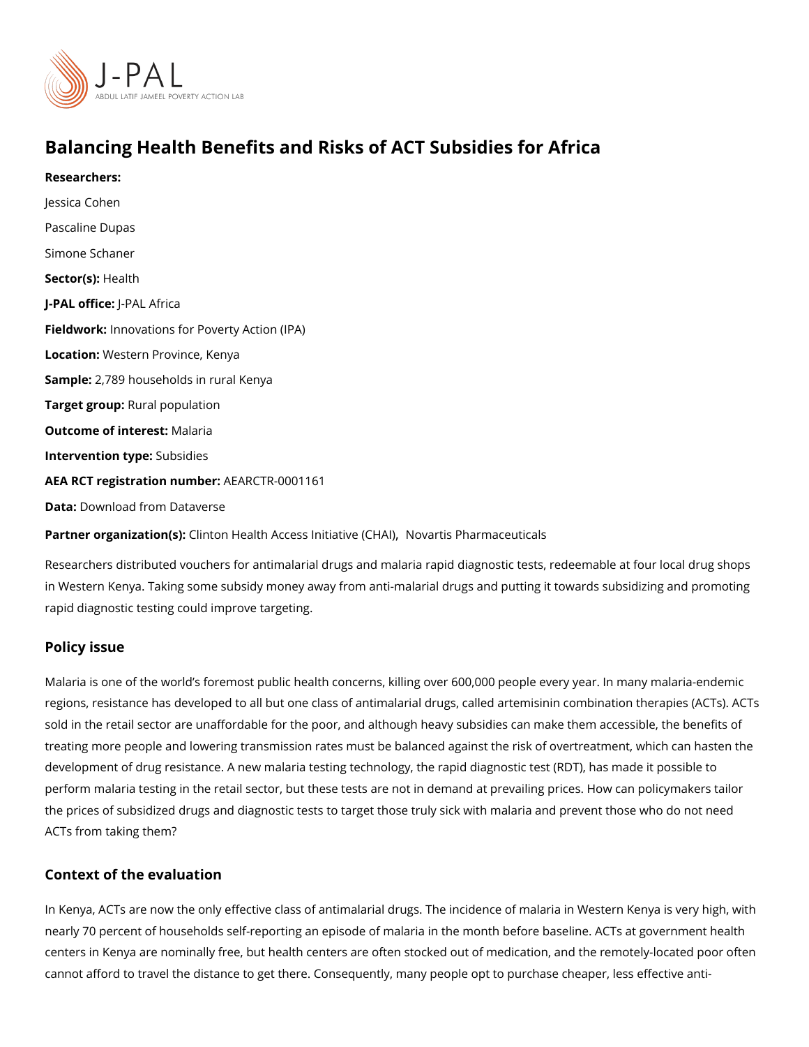# Balancing Health Benefits and Risks of ACT Subsidies for Africa

**Researchers:**

Jessica Cohen

Pascaline Dupas

Simone Schaner

**Sector(s):** Health

**J-PAL office:** J-PAL Africa

**Fieldwork:** Innovations for Poverty Action (IPA)

**Location:** Western Province, Kenya

**Sample:** 2,789 households in rural Kenya

**Target group:** Rural population

**Outcome of interest:** Malaria

**Intervention type:** Subsidies

**AEA RCT registration number:** AEARCTR-0001161

**Data:** Download from Dataverse

**Partner organization(s):** Clinton Health Access Initiative (CHAI), Novartis Pharmaceuticals

Researchers distributed vouchers for antimalarial drugs and malaria rapid diagnostic tests, redeemable at four local drug shops in Western Kenya. Taking some subsidy money away from anti-malarial drugs and putting it towards subsidizing and promoting rapid diagnostic testing could improve targeting.

## Policy issue

Malaria is one of the world's foremost public health concerns, killing over 600,000 people every year. In many malaria-endemic regions, resistance has developed to all but one class of antimalarial drugs, called artemisinin combination therapies (ACTs). ACTs sold in the retail sector are unaffordable for the poor, and although heavy subsidies can make them accessible, the benefits of treating more people and lowering transmission rates must be balanced against the risk of overtreatment, which can hasten the development of drug resistance. A new malaria testing technology, the rapid diagnostic test (RDT), has made it possible to perform malaria testing in the retail sector, but these tests are not in demand at prevailing prices. How can policymakers tailor the prices of subsidized drugs and diagnostic tests to target those truly sick with malaria and prevent those who do not need ACTs from taking them?

## Context of the evaluation

In Kenya, ACTs are now the only effective class of antimalarial drugs. The incidence of malaria in Western Kenya is very high, with nearly 70 percent of households self-reporting an episode of malaria in the month before baseline. ACTs at government health centers in Kenya are nominally free, but health centers are often stocked out of medication, and the remotely-located poor often cannot afford to travel the distance to get there. Consequently, many people opt to purchase cheaper, less effective anti-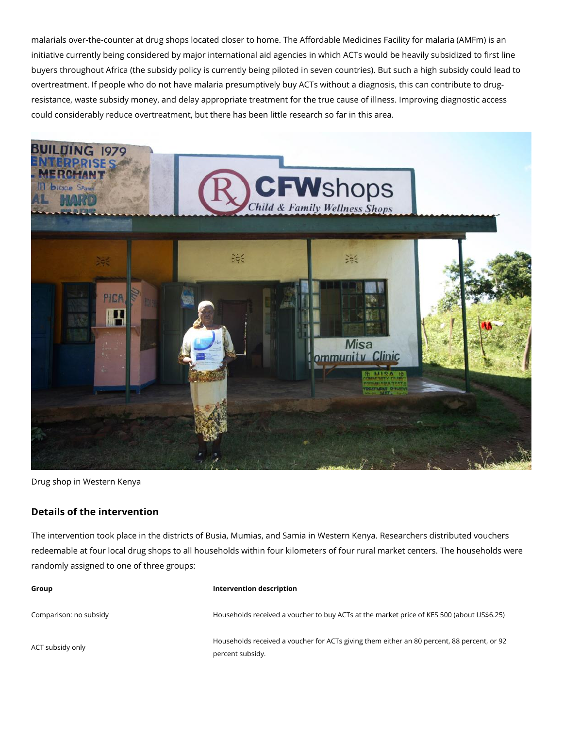malarials over-the-counter at drug shops located closer to home. The Affordable Medicines Facility for malaria (AMFm) is an initiative currently being considered by major international aid agencies in which ACTs would be heavily subsidized to first line buyers throughout Africa (the subsidy policy is currently being piloted in seven countries). But such a high subsidy could lead to overtreatment. If people who do not have malaria presumptively buy ACTs without a diagnosis, this can contribute to drug-resistance, waste subsidy money, and delay appropriate treatment for the true cause of illness. Improving diagnostic access could considerably reduce overtreatment, but there has been little research so far in this area.

Drug shop in Western Kenya

## Details of the intervention

The intervention took place in the districts of Busia, Mumias, and Samia in Western Kenya. Researchers distributed vouchers redeemable at four local drug shops to all households within four kilometers of four rural market centers. The households were randomly assigned to one of three groups:

| Group | Intervention description |
| --- | --- |
| Comparison: no subsidy | Households received a voucher to buy ACTs at the market price of KES 500 (about US$6.25) |
| ACT subsidy only | Households received a voucher for ACTs giving them either an 80 percent, 88 percent, or 92 percent subsidy. |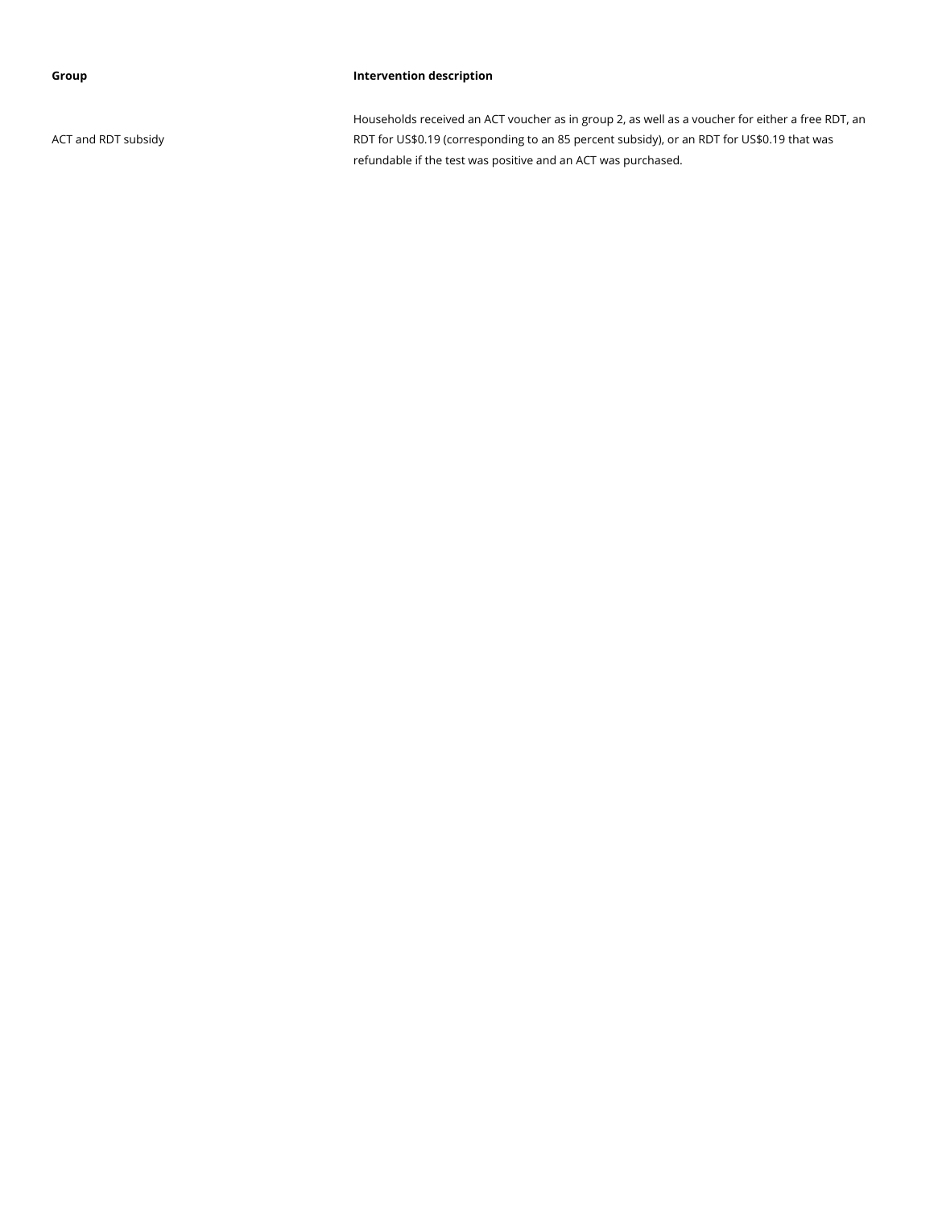| Group | Intervention description |
| --- | --- |
| ACT and RDT subsidy | Households received an ACT voucher as in group 2, as well as a voucher for either a free RDT, an RDT for US$0.19 (corresponding to an 85 percent subsidy), or an RDT for US$0.19 that was refundable if the test was positive and an ACT was purchased. |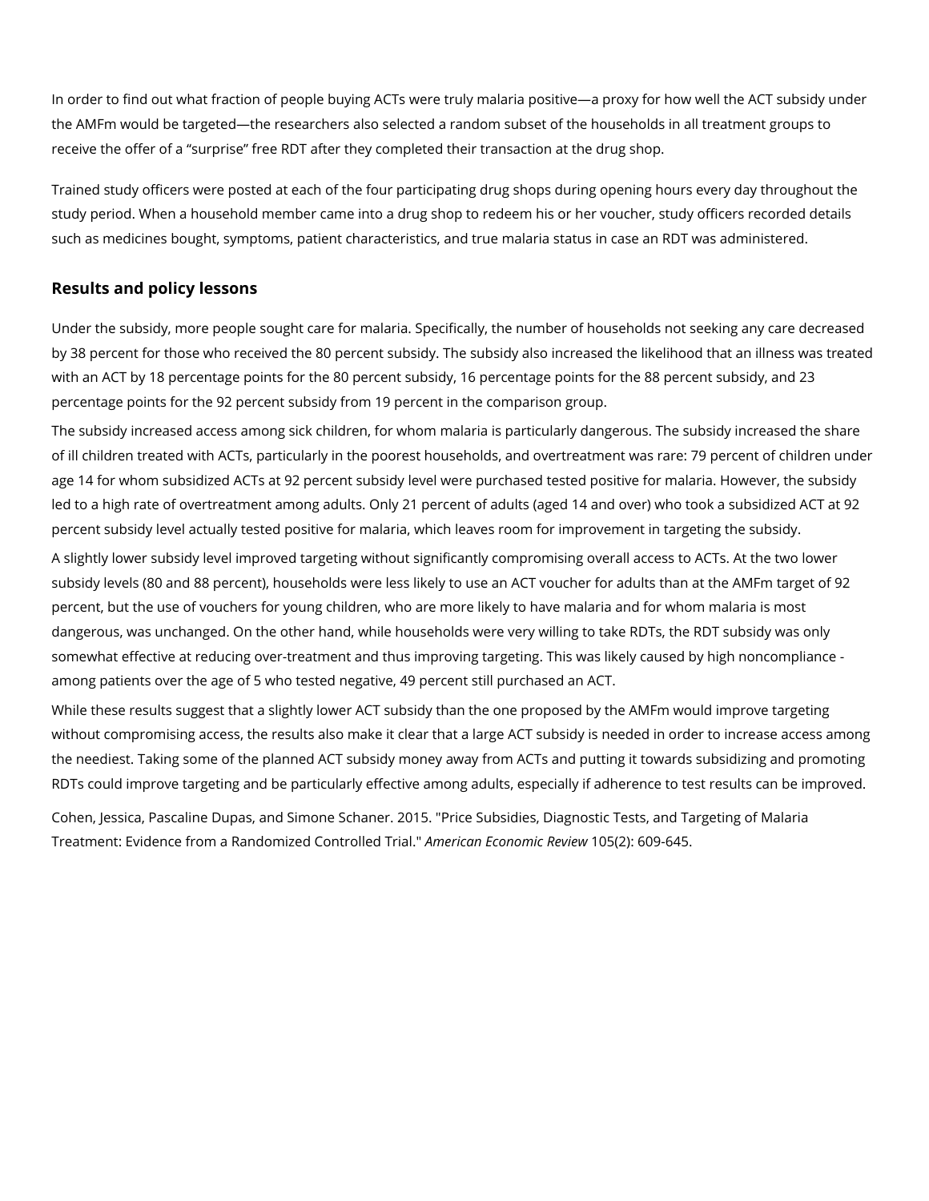In order to find out what fraction of people buying ACTs were truly malaria positive—a proxy for how well the ACT subsidy under the AMFm would be targeted—the researchers also selected a random subset of the households in all treatment groups to receive the offer of a "surprise" free RDT after they completed their transaction at the drug shop.

Trained study officers were posted at each of the four participating drug shops during opening hours every day throughout the study period. When a household member came into a drug shop to redeem his or her voucher, study officers recorded details such as medicines bought, symptoms, patient characteristics, and true malaria status in case an RDT was administered.

## Results and policy lessons

Under the subsidy, more people sought care for malaria. Specifically, the number of households not seeking any care decreased by 38 percent for those who received the 80 percent subsidy. The subsidy also increased the likelihood that an illness was treated with an ACT by 18 percentage points for the 80 percent subsidy, 16 percentage points for the 88 percent subsidy, and 23 percentage points for the 92 percent subsidy from 19 percent in the comparison group.

The subsidy increased access among sick children, for whom malaria is particularly dangerous. The subsidy increased the share of ill children treated with ACTs, particularly in the poorest households, and overtreatment was rare: 79 percent of children under age 14 for whom subsidized ACTs at 92 percent subsidy level were purchased tested positive for malaria. However, the subsidy led to a high rate of overtreatment among adults. Only 21 percent of adults (aged 14 and over) who took a subsidized ACT at 92 percent subsidy level actually tested positive for malaria, which leaves room for improvement in targeting the subsidy.

A slightly lower subsidy level improved targeting without significantly compromising overall access to ACTs. At the two lower subsidy levels (80 and 88 percent), households were less likely to use an ACT voucher for adults than at the AMFm target of 92 percent, but the use of vouchers for young children, who are more likely to have malaria and for whom malaria is most dangerous, was unchanged. On the other hand, while households were very willing to take RDTs, the RDT subsidy was only somewhat effective at reducing over-treatment and thus improving targeting. This was likely caused by high noncompliance - among patients over the age of 5 who tested negative, 49 percent still purchased an ACT.

While these results suggest that a slightly lower ACT subsidy than the one proposed by the AMFm would improve targeting without compromising access, the results also make it clear that a large ACT subsidy is needed in order to increase access among the neediest. Taking some of the planned ACT subsidy money away from ACTs and putting it towards subsidizing and promoting RDTs could improve targeting and be particularly effective among adults, especially if adherence to test results can be improved.

Cohen, Jessica, Pascaline Dupas, and Simone Schaner. 2015. "Price Subsidies, Diagnostic Tests, and Targeting of Malaria Treatment: Evidence from a Randomized Controlled Trial." *American Economic Review* 105(2): 609-645.